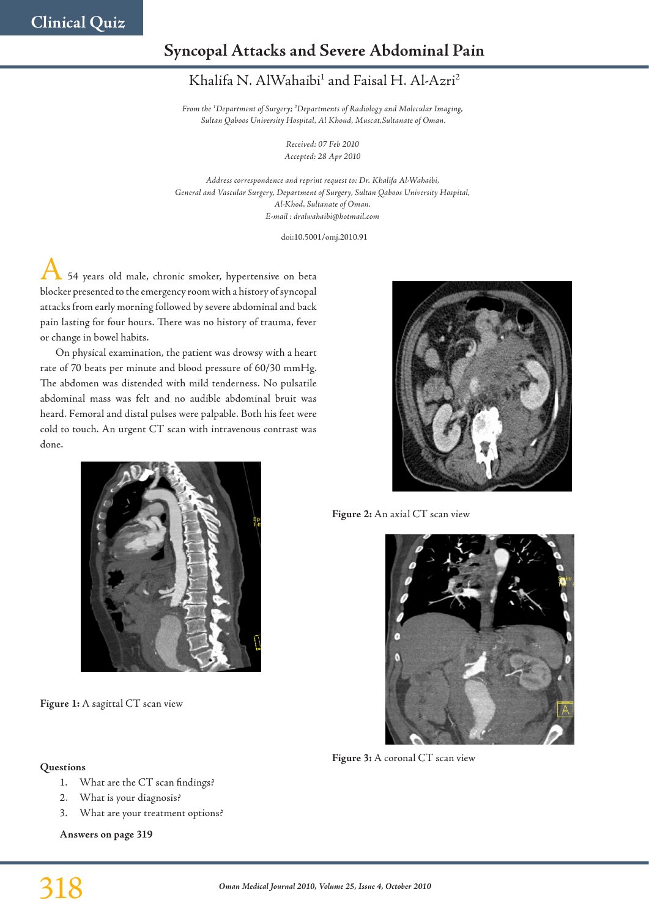Clinical Quiz

# Syncopal Attacks and Severe Abdominal Pain

Khalifa N. AlWahaibi[1] and Faisal H. Al-Azri[2]

*From the [1]Department of Surgery; [2]Departments of Radiology and Molecular Imaging, Sultan Qaboos University Hospital, Al Khoud, Muscat,Sultanate of Oman.*

*Received: 07 Feb 2010*
*Accepted: 28 Apr 2010*

*Address correspondence and reprint request to: Dr. Khalifa Al-Wahaibi, General and Vascular Surgery, Department of Surgery, Sultan Qaboos University Hospital, Al-Khod, Sultanate of Oman.*
*E-mail : dralwahaibi@hotmail.com*

doi:10.5001/omj.2010.91

A 54 years old male, chronic smoker, hypertensive on beta blocker presented to the emergency room with a history of syncopal attacks from early morning followed by severe abdominal and back pain lasting for four hours. There was no history of trauma, fever or change in bowel habits.

On physical examination, the patient was drowsy with a heart rate of 70 beats per minute and blood pressure of 60/30 mmHg. The abdomen was distended with mild tenderness. No pulsatile abdominal mass was felt and no audible abdominal bruit was heard. Femoral and distal pulses were palpable. Both his feet were cold to touch. An urgent CT scan with intravenous contrast was done.

**Figure 1:** A sagittal CT scan view

**Figure 2:** An axial CT scan view

**Figure 3:** A coronal CT scan view

**Questions**

1. What are the CT scan findings?
2. What is your diagnosis?
3. What are your treatment options?

**Answers on page 319**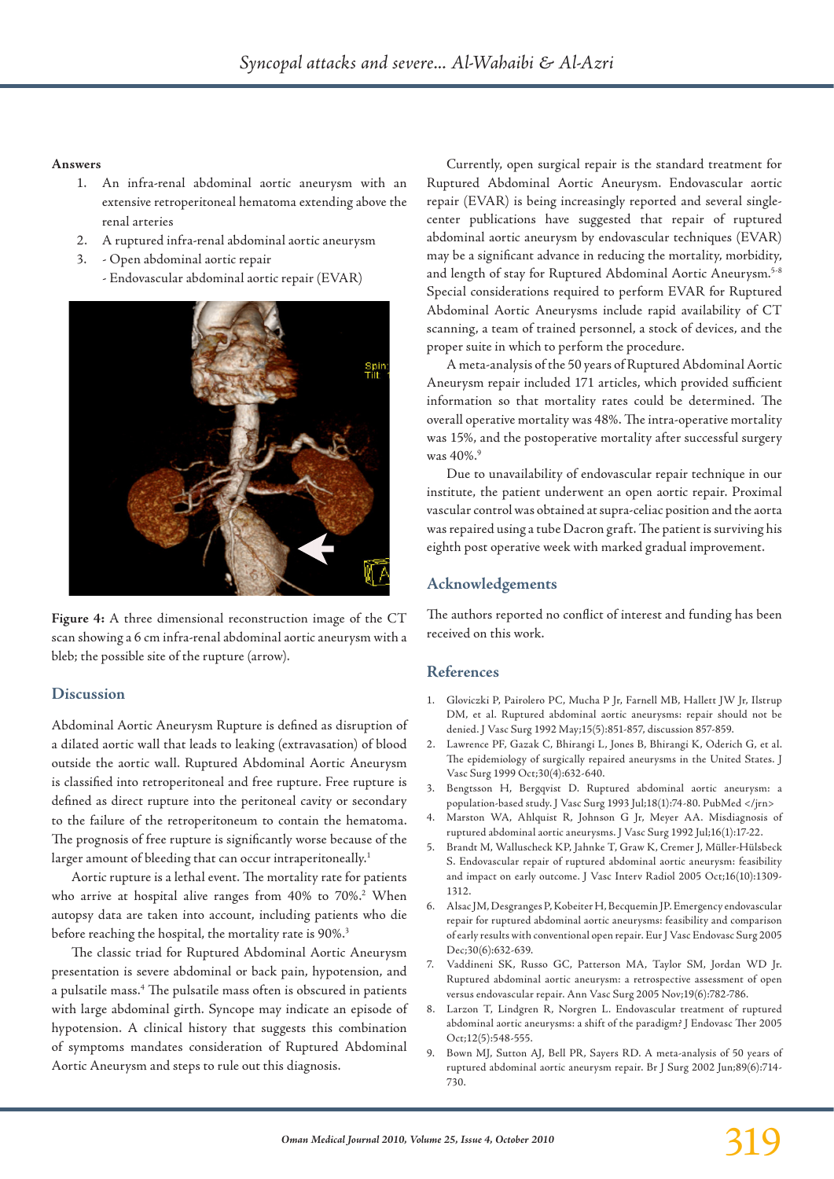**Answers**

1. An infra-renal abdominal aortic aneurysm with an extensive retroperitoneal hematoma extending above the renal arteries
2. A ruptured infra-renal abdominal aortic aneurysm
3. - Open abdominal aortic repair
   - Endovascular abdominal aortic repair (EVAR)

**Figure 4:** A three dimensional reconstruction image of the CT scan showing a 6 cm infra-renal abdominal aortic aneurysm with a bleb; the possible site of the rupture (arrow).

## Discussion

Abdominal Aortic Aneurysm Rupture is defined as disruption of a dilated aortic wall that leads to leaking (extravasation) of blood outside the aortic wall. Ruptured Abdominal Aortic Aneurysm is classified into retroperitoneal and free rupture. Free rupture is defined as direct rupture into the peritoneal cavity or secondary to the failure of the retroperitoneum to contain the hematoma. The prognosis of free rupture is significantly worse because of the larger amount of bleeding that can occur intraperitoneally.[1]

Aortic rupture is a lethal event. The mortality rate for patients who arrive at hospital alive ranges from 40% to 70%.[2] When autopsy data are taken into account, including patients who die before reaching the hospital, the mortality rate is 90%.[3]

The classic triad for Ruptured Abdominal Aortic Aneurysm presentation is severe abdominal or back pain, hypotension, and a pulsatile mass.[4] The pulsatile mass often is obscured in patients with large abdominal girth. Syncope may indicate an episode of hypotension. A clinical history that suggests this combination of symptoms mandates consideration of Ruptured Abdominal Aortic Aneurysm and steps to rule out this diagnosis.

Currently, open surgical repair is the standard treatment for Ruptured Abdominal Aortic Aneurysm. Endovascular aortic repair (EVAR) is being increasingly reported and several single-center publications have suggested that repair of ruptured abdominal aortic aneurysm by endovascular techniques (EVAR) may be a significant advance in reducing the mortality, morbidity, and length of stay for Ruptured Abdominal Aortic Aneurysm.[5-8] Special considerations required to perform EVAR for Ruptured Abdominal Aortic Aneurysms include rapid availability of CT scanning, a team of trained personnel, a stock of devices, and the proper suite in which to perform the procedure.

A meta-analysis of the 50 years of Ruptured Abdominal Aortic Aneurysm repair included 171 articles, which provided sufficient information so that mortality rates could be determined. The overall operative mortality was 48%. The intra-operative mortality was 15%, and the postoperative mortality after successful surgery was 40%.[9]

Due to unavailability of endovascular repair technique in our institute, the patient underwent an open aortic repair. Proximal vascular control was obtained at supra-celiac position and the aorta was repaired using a tube Dacron graft. The patient is surviving his eighth post operative week with marked gradual improvement.

## Acknowledgements

The authors reported no conflict of interest and funding has been received on this work.

## References

1. Gloviczki P, Pairolero PC, Mucha P Jr, Farnell MB, Hallett JW Jr, Ilstrup DM, et al. Ruptured abdominal aortic aneurysms: repair should not be denied. J Vasc Surg 1992 May;15(5):851-857, discussion 857-859.
2. Lawrence PF, Gazak C, Bhirangi L, Jones B, Bhirangi K, Oderich G, et al. The epidemiology of surgically repaired aneurysms in the United States. J Vasc Surg 1999 Oct;30(4):632-640.
3. Bengtsson H, Bergqvist D. Ruptured abdominal aortic aneurysm: a population-based study. J Vasc Surg 1993 Jul;18(1):74-80. PubMed </jrn>
4. Marston WA, Ahlquist R, Johnson G Jr, Meyer AA. Misdiagnosis of ruptured abdominal aortic aneurysms. J Vasc Surg 1992 Jul;16(1):17-22.
5. Brandt M, Walluscheck KP, Jahnke T, Graw K, Cremer J, Müller-Hülsbeck S. Endovascular repair of ruptured abdominal aortic aneurysm: feasibility and impact on early outcome. J Vasc Interv Radiol 2005 Oct;16(10):1309-1312.
6. Alsac JM, Desgranges P, Kobeiter H, Becquemin JP. Emergency endovascular repair for ruptured abdominal aortic aneurysms: feasibility and comparison of early results with conventional open repair. Eur J Vasc Endovasc Surg 2005 Dec;30(6):632-639.
7. Vaddineni SK, Russo GC, Patterson MA, Taylor SM, Jordan WD Jr. Ruptured abdominal aortic aneurysm: a retrospective assessment of open versus endovascular repair. Ann Vasc Surg 2005 Nov;19(6):782-786.
8. Larzon T, Lindgren R, Norgren L. Endovascular treatment of ruptured abdominal aortic aneurysms: a shift of the paradigm? J Endovasc Ther 2005 Oct;12(5):548-555.
9. Bown MJ, Sutton AJ, Bell PR, Sayers RD. A meta-analysis of 50 years of ruptured abdominal aortic aneurysm repair. Br J Surg 2002 Jun;89(6):714-730.